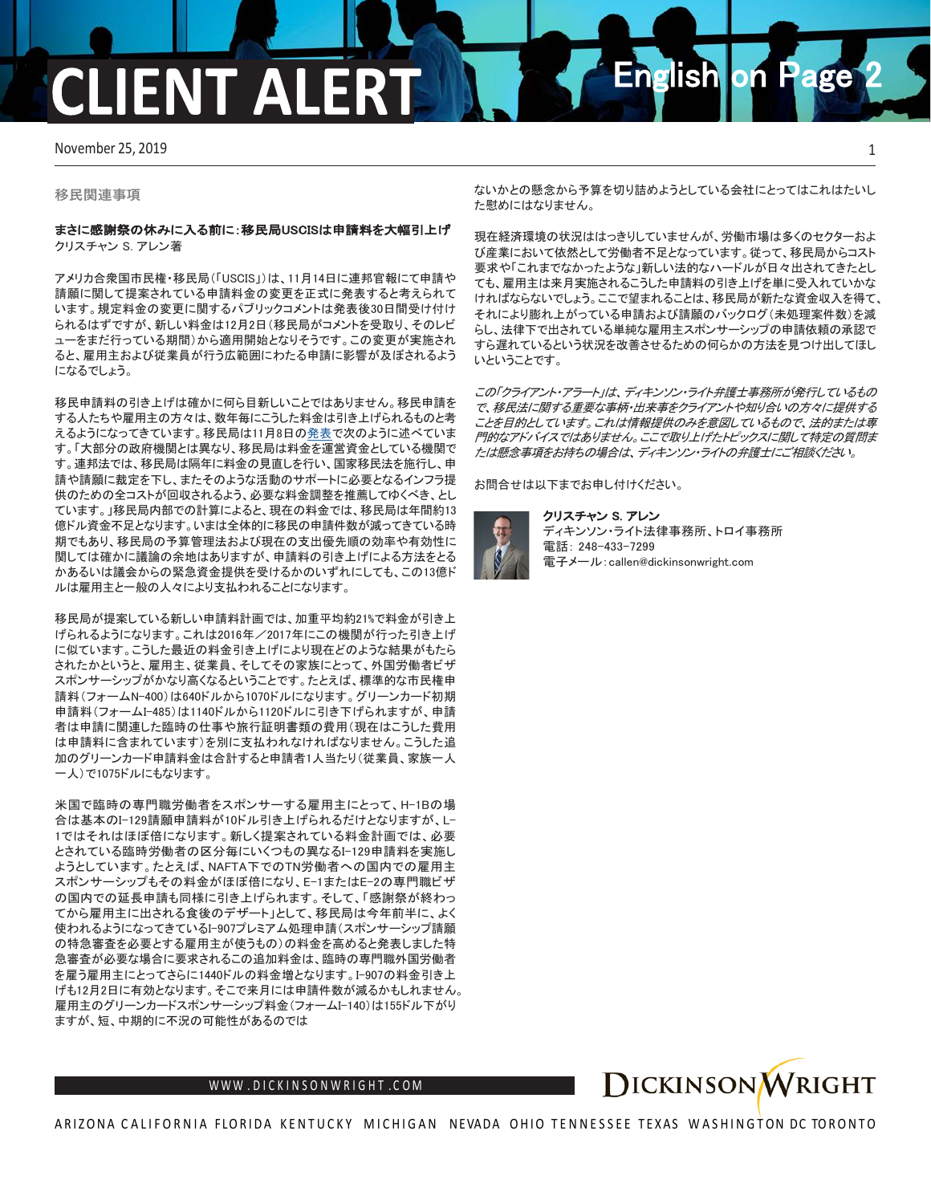# CLIENT ALERT

English on Page 2

November 25, 2019

移民関連事項

**まさに感謝祭の休みに入る前に：移民局USCISは申請料を大幅引上げ**
クリスチャン S. アレン著

アメリカ合衆国市民権・移民局（「USCIS」）は、11月14日に連邦官報にて申請や請願に関して提案されている申請料金の変更を正式に発表すると考えられています。規定料金の変更に関するパブリックコメントは発表後30日間受け付けられるはずですが、新しい料金は12月2日（移民局がコメントを受取り、そのレビューをまだ行っている期間）から適用開始となりそうです。この変更が実施されると、雇用主および従業員が行う広範囲にわたる申請に影響が及ぼされるようになるでしょう。

移民申請料の引き上げは確かに何ら目新しいことではありません。移民申請をする人たちや雇用主の方々は、数年毎にこうした料金は引き上げられるものと考えるようになってきています。移民局は11月8日の発表で次のように述べています。「大部分の政府機関とは異なり、移民局は料金を運営資金としている機関です。連邦法では、移民局は隔年に料金の見直しを行い、国家移民法を施行し、申請や請願に裁定を下し、またそのような活動のサポートに必要となるインフラ提供のための全コストが回収されるよう、必要な料金調整を推薦してゆくべき、としています。」移民局内部での計算によると、現在の料金では、移民局は年間約13億ドル資金不足となります。いまは全体的に移民の申請件数が減ってきている時期でもあり、移民局の予算管理法および現在の支出優先順の効率や有効性に関しては確かに議論の余地はありますが、申請料の引き上げによる方法をとるかあるいは議会からの緊急資金提供を受けるかのいずれにしても、この13億ドルは雇用主と一般の人々により支払われることになります。

移民局が提案している新しい申請料計画では、加重平均約21%で料金が引き上げられるようになります。これは2016年／2017年にこの機関が行った引き上げに似ています。こうした最近の料金引き上げにより現在どのような結果がもたらされたかというと、雇用主、従業員、そしてその家族にとって、外国労働者ビザスポンサーシップがかなり高くなるということです。たとえば、標準的な市民権申請料（フォームN-400）は640ドルから1070ドルになります。グリーンカード初期申請料（フォームI-485）は1140ドルから1120ドルに引き下げられますが、申請者は申請に関連した臨時の仕事や旅行証明書類の費用（現在はこうした費用は申請料に含まれています）を別に支払われなければなりません。こうした追加のグリーンカード申請料金は合計すると申請者1人当たり（従業員、家族一人一人）で1075ドルにもなります。

米国で臨時の専門職労働者をスポンサーする雇用主にとって、H-1Bの場合は基本のI-129請願申請料が10ドル引き上げられるだけとなりますが、L-1ではそれはほぼ倍になります。新しく提案されている料金計画では、必要とされている臨時労働者の区分毎にいくつもの異なるI-129申請料を実施しようとしています。たとえば、NAFTA下でのTN労働者への国内での雇用主スポンサーシップもその料金がほぼ倍になり、E-1またはE-2の専門職ビザの国内での延長申請も同様に引き上げられます。そして、「感謝祭が終わってから雇用主に出される食後のデザート」として、移民局は今年前半に、よく使われるようになってきているI-907プレミアム処理申請（スポンサーシップ請願の特急審査を必要とする雇用主が使うもの）の料金を高めると発表しました特急審査が必要な場合に要求されるこの追加料金は、臨時の専門職外国労働者を雇う雇用主にとってさらに1440ドルの料金増となります。I-907の料金引き上げも12月2日に有効となります。そこで来月には申請件数が減るかもしれません。雇用主のグリーンカードスポンサーシップ料金（フォームI-140）は155ドル下がりますが、短、中期的に不況の可能性があるのではないかとの懸念から予算を切り詰めようとしている会社にとってはこれはたいした慰めにはなりません。

現在経済環境の状況ははっきりしていませんが、労働市場は多くのセクターおよび産業において依然として労働者不足となっています。従って、移民局からコスト要求や「これまでなかったような」新しい法的なハードルが日々出されてきたとしても、雇用主は来月実施されるこうした申請料の引き上げを単に受入れていかなければならないでしょう。ここで望まれることは、移民局が新たな資金収入を得て、それにより膨れ上がっている申請および請願のバックログ（未処理案件数）を減らし、法律下で出されている単純な雇用主スポンサーシップの申請依頼の承認ですら遅れているという状況を改善させるための何らかの方法を見つけ出してほしいということです。

*この「クライアント・アラート」は、ディキンソン・ライト弁護士事務所が発行しているもので、移民法に関する重要な事柄・出来事をクライアントや知り合いの方々に提供することを目的としています。これは情報提供のみを意図しているもので、法的または専門的なアドバイスではありません。ここで取り上げたトピックスに関して特定の質問または懸念事項をお持ちの場合は、ディキンソン・ライトの弁護士にご相談ください。*

お問合せは以下までお申し付けください。

**クリスチャン S. アレン**
ディキンソン・ライト法律事務所、トロイ事務所
電話：248-433-7299
電子メール：callen@dickinsonwright.com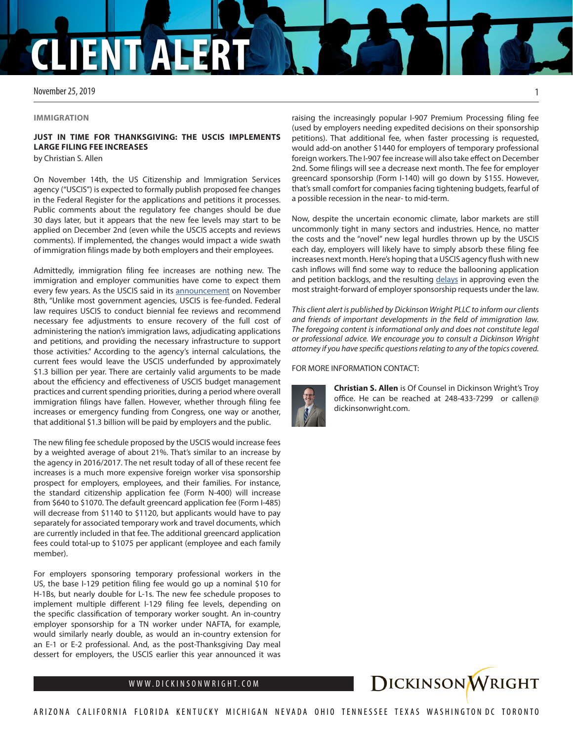# CLIENT ALERT

November 25, 2019

**IMMIGRATION**

### JUST IN TIME FOR THANKSGIVING: THE USCIS IMPLEMENTS LARGE FILING FEE INCREASES

by Christian S. Allen

On November 14th, the US Citizenship and Immigration Services agency ("USCIS") is expected to formally publish proposed fee changes in the Federal Register for the applications and petitions it processes. Public comments about the regulatory fee changes should be due 30 days later, but it appears that the new fee levels may start to be applied on December 2nd (even while the USCIS accepts and reviews comments). If implemented, the changes would impact a wide swath of immigration filings made by both employers and their employees.

Admittedly, immigration filing fee increases are nothing new. The immigration and employer communities have come to expect them every few years. As the USCIS said in its announcement on November 8th, "Unlike most government agencies, USCIS is fee-funded. Federal law requires USCIS to conduct biennial fee reviews and recommend necessary fee adjustments to ensure recovery of the full cost of administering the nation's immigration laws, adjudicating applications and petitions, and providing the necessary infrastructure to support those activities." According to the agency's internal calculations, the current fees would leave the USCIS underfunded by approximately $1.3 billion per year. There are certainly valid arguments to be made about the efficiency and effectiveness of USCIS budget management practices and current spending priorities, during a period where overall immigration filings have fallen. However, whether through filing fee increases or emergency funding from Congress, one way or another, that additional $1.3 billion will be paid by employers and the public.

The new filing fee schedule proposed by the USCIS would increase fees by a weighted average of about 21%. That's similar to an increase by the agency in 2016/2017. The net result today of all of these recent fee increases is a much more expensive foreign worker visa sponsorship prospect for employers, employees, and their families. For instance, the standard citizenship application fee (Form N-400) will increase from $640 to $1070. The default greencard application fee (Form I-485) will decrease from $1140 to $1120, but applicants would have to pay separately for associated temporary work and travel documents, which are currently included in that fee. The additional greencard application fees could total-up to $1075 per applicant (employee and each family member).

For employers sponsoring temporary professional workers in the US, the base I-129 petition filing fee would go up a nominal $10 for H-1Bs, but nearly double for L-1s. The new fee schedule proposes to implement multiple different I-129 filing fee levels, depending on the specific classification of temporary worker sought. An in-country employer sponsorship for a TN worker under NAFTA, for example, would similarly nearly double, as would an in-country extension for an E-1 or E-2 professional. And, as the post-Thanksgiving Day meal dessert for employers, the USCIS earlier this year announced it was raising the increasingly popular I-907 Premium Processing filing fee (used by employers needing expedited decisions on their sponsorship petitions). That additional fee, when faster processing is requested, would add-on another $1440 for employers of temporary professional foreign workers. The I-907 fee increase will also take effect on December 2nd. Some filings will see a decrease next month. The fee for employer greencard sponsorship (Form I-140) will go down by $155. However, that's small comfort for companies facing tightening budgets, fearful of a possible recession in the near- to mid-term.

Now, despite the uncertain economic climate, labor markets are still uncommonly tight in many sectors and industries. Hence, no matter the costs and the "novel" new legal hurdles thrown up by the USCIS each day, employers will likely have to simply absorb these filing fee increases next month. Here's hoping that a USCIS agency flush with new cash inflows will find some way to reduce the ballooning application and petition backlogs, and the resulting delays in approving even the most straight-forward of employer sponsorship requests under the law.

*This client alert is published by Dickinson Wright PLLC to inform our clients and friends of important developments in the field of immigration law. The foregoing content is informational only and does not constitute legal or professional advice. We encourage you to consult a Dickinson Wright attorney if you have specific questions relating to any of the topics covered.*

FOR MORE INFORMATION CONTACT:

**Christian S. Allen** is Of Counsel in Dickinson Wright's Troy office. He can be reached at 248-433-7299 or callen@dickinsonwright.com.

WWW.DICKINSONWRIGHT.COM

DICKINSON WRIGHT

ARIZONA CALIFORNIA FLORIDA KENTUCKY MICHIGAN NEVADA OHIO TENNESSEE TEXAS WASHINGTON DC TORONTO